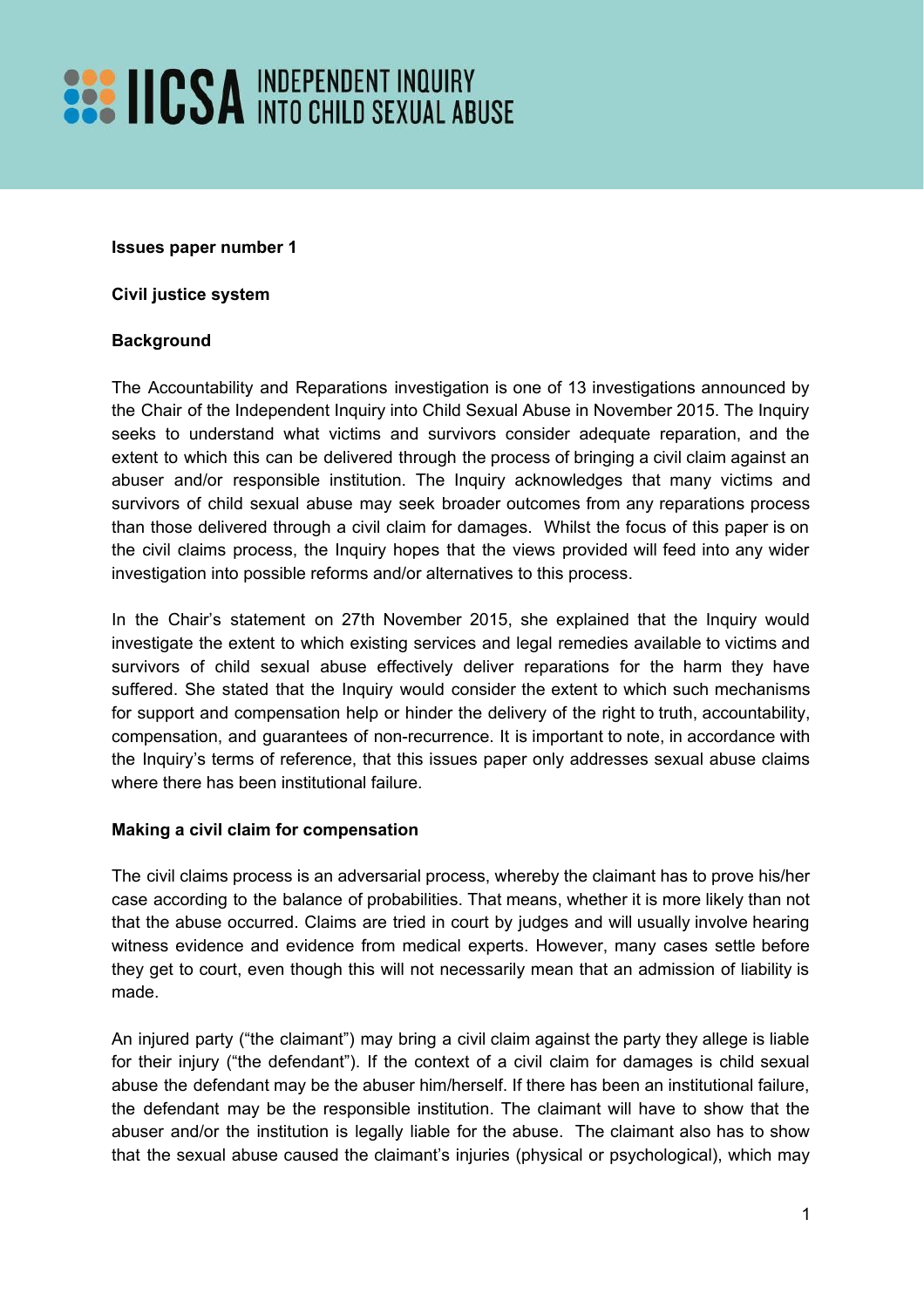IICSA INDEPENDENT INQUIRY INTO CHILD SEXUAL ABUSE

**Issues paper number 1**

**Civil justice system**

**Background**

The Accountability and Reparations investigation is one of 13 investigations announced by the Chair of the Independent Inquiry into Child Sexual Abuse in November 2015. The Inquiry seeks to understand what victims and survivors consider adequate reparation, and the extent to which this can be delivered through the process of bringing a civil claim against an abuser and/or responsible institution. The Inquiry acknowledges that many victims and survivors of child sexual abuse may seek broader outcomes from any reparations process than those delivered through a civil claim for damages. Whilst the focus of this paper is on the civil claims process, the Inquiry hopes that the views provided will feed into any wider investigation into possible reforms and/or alternatives to this process.

In the Chair's statement on 27th November 2015, she explained that the Inquiry would investigate the extent to which existing services and legal remedies available to victims and survivors of child sexual abuse effectively deliver reparations for the harm they have suffered. She stated that the Inquiry would consider the extent to which such mechanisms for support and compensation help or hinder the delivery of the right to truth, accountability, compensation, and guarantees of non-recurrence. It is important to note, in accordance with the Inquiry's terms of reference, that this issues paper only addresses sexual abuse claims where there has been institutional failure.

**Making a civil claim for compensation**

The civil claims process is an adversarial process, whereby the claimant has to prove his/her case according to the balance of probabilities. That means, whether it is more likely than not that the abuse occurred. Claims are tried in court by judges and will usually involve hearing witness evidence and evidence from medical experts. However, many cases settle before they get to court, even though this will not necessarily mean that an admission of liability is made.

An injured party ("the claimant") may bring a civil claim against the party they allege is liable for their injury ("the defendant"). If the context of a civil claim for damages is child sexual abuse the defendant may be the abuser him/herself. If there has been an institutional failure, the defendant may be the responsible institution. The claimant will have to show that the abuser and/or the institution is legally liable for the abuse. The claimant also has to show that the sexual abuse caused the claimant's injuries (physical or psychological), which may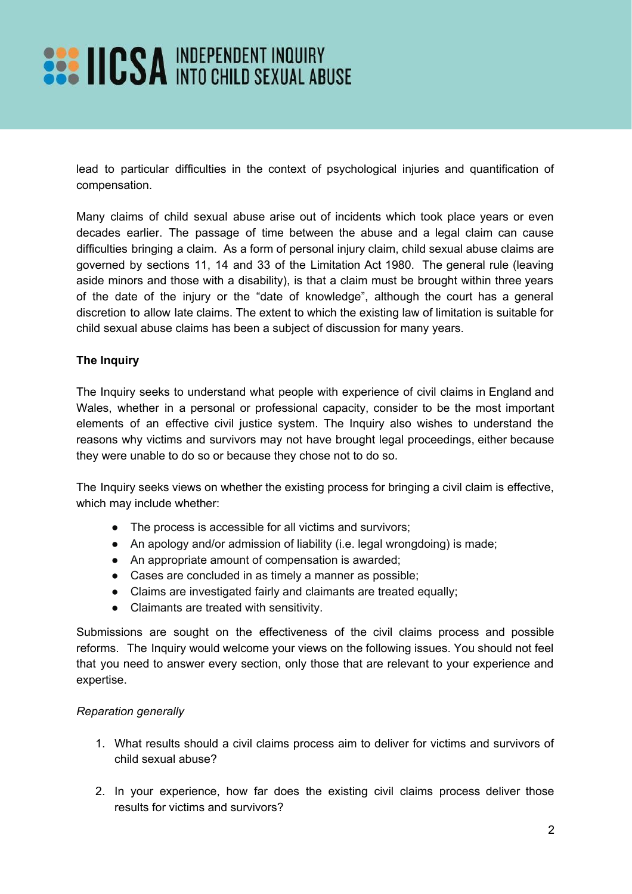lead to particular difficulties in the context of psychological injuries and quantification of compensation.

Many claims of child sexual abuse arise out of incidents which took place years or even decades earlier. The passage of time between the abuse and a legal claim can cause difficulties bringing a claim. As a form of personal injury claim, child sexual abuse claims are governed by sections 11, 14 and 33 of the Limitation Act 1980. The general rule (leaving aside minors and those with a disability), is that a claim must be brought within three years of the date of the injury or the "date of knowledge", although the court has a general discretion to allow late claims. The extent to which the existing law of limitation is suitable for child sexual abuse claims has been a subject of discussion for many years.

**The Inquiry**

The Inquiry seeks to understand what people with experience of civil claims in England and Wales, whether in a personal or professional capacity, consider to be the most important elements of an effective civil justice system. The Inquiry also wishes to understand the reasons why victims and survivors may not have brought legal proceedings, either because they were unable to do so or because they chose not to do so.

The Inquiry seeks views on whether the existing process for bringing a civil claim is effective, which may include whether:

- The process is accessible for all victims and survivors;
- An apology and/or admission of liability (i.e. legal wrongdoing) is made;
- An appropriate amount of compensation is awarded;
- Cases are concluded in as timely a manner as possible;
- Claims are investigated fairly and claimants are treated equally;
- Claimants are treated with sensitivity.

Submissions are sought on the effectiveness of the civil claims process and possible reforms. The Inquiry would welcome your views on the following issues. You should not feel that you need to answer every section, only those that are relevant to your experience and expertise.

*Reparation generally*

1. What results should a civil claims process aim to deliver for victims and survivors of child sexual abuse?

2. In your experience, how far does the existing civil claims process deliver those results for victims and survivors?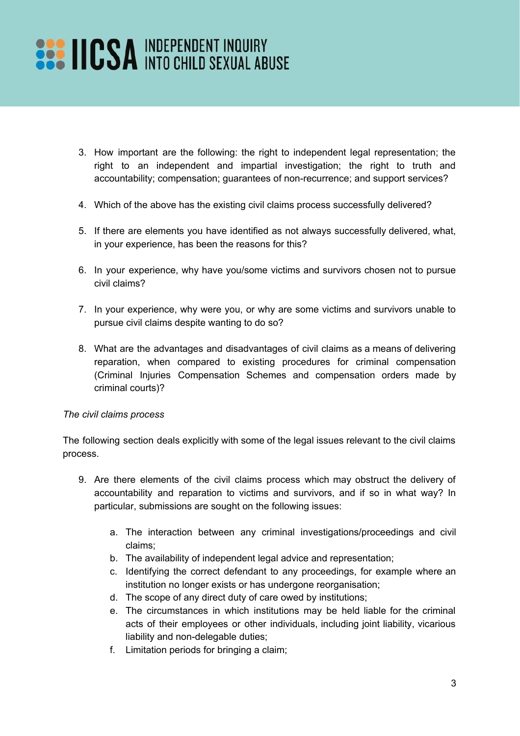3. How important are the following: the right to independent legal representation; the right to an independent and impartial investigation; the right to truth and accountability; compensation; guarantees of non-recurrence; and support services?

4. Which of the above has the existing civil claims process successfully delivered?

5. If there are elements you have identified as not always successfully delivered, what, in your experience, has been the reasons for this?

6. In your experience, why have you/some victims and survivors chosen not to pursue civil claims?

7. In your experience, why were you, or why are some victims and survivors unable to pursue civil claims despite wanting to do so?

8. What are the advantages and disadvantages of civil claims as a means of delivering reparation, when compared to existing procedures for criminal compensation (Criminal Injuries Compensation Schemes and compensation orders made by criminal courts)?

*The civil claims process*

The following section deals explicitly with some of the legal issues relevant to the civil claims process.

9. Are there elements of the civil claims process which may obstruct the delivery of accountability and reparation to victims and survivors, and if so in what way? In particular, submissions are sought on the following issues:

    a. The interaction between any criminal investigations/proceedings and civil claims;
    b. The availability of independent legal advice and representation;
    c. Identifying the correct defendant to any proceedings, for example where an institution no longer exists or has undergone reorganisation;
    d. The scope of any direct duty of care owed by institutions;
    e. The circumstances in which institutions may be held liable for the criminal acts of their employees or other individuals, including joint liability, vicarious liability and non-delegable duties;
    f. Limitation periods for bringing a claim;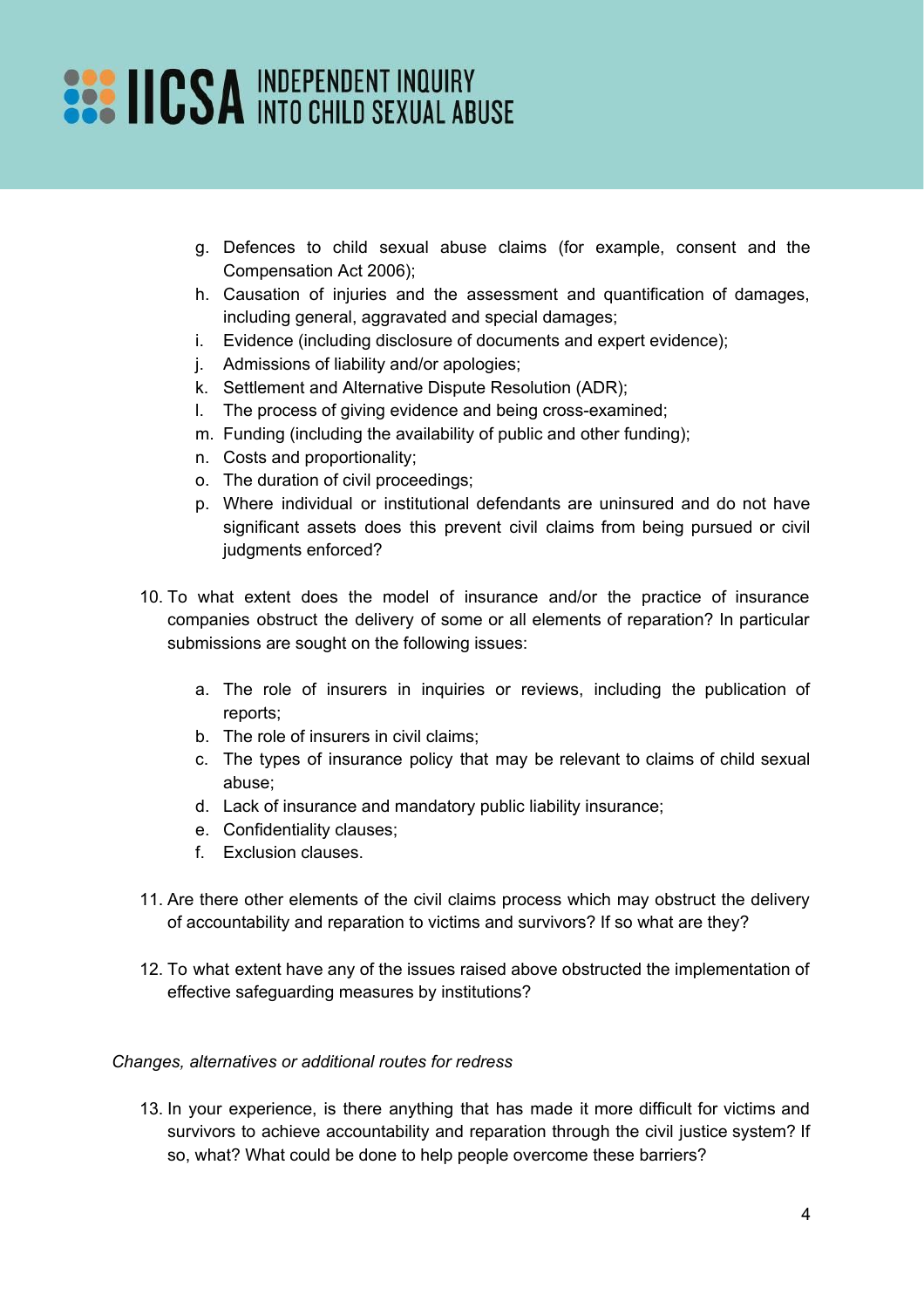g. Defences to child sexual abuse claims (for example, consent and the Compensation Act 2006);
h. Causation of injuries and the assessment and quantification of damages, including general, aggravated and special damages;
i. Evidence (including disclosure of documents and expert evidence);
j. Admissions of liability and/or apologies;
k. Settlement and Alternative Dispute Resolution (ADR);
l. The process of giving evidence and being cross-examined;
m. Funding (including the availability of public and other funding);
n. Costs and proportionality;
o. The duration of civil proceedings;
p. Where individual or institutional defendants are uninsured and do not have significant assets does this prevent civil claims from being pursued or civil judgments enforced?

10. To what extent does the model of insurance and/or the practice of insurance companies obstruct the delivery of some or all elements of reparation? In particular submissions are sought on the following issues:

    a. The role of insurers in inquiries or reviews, including the publication of reports;
    b. The role of insurers in civil claims;
    c. The types of insurance policy that may be relevant to claims of child sexual abuse;
    d. Lack of insurance and mandatory public liability insurance;
    e. Confidentiality clauses;
    f. Exclusion clauses.

11. Are there other elements of the civil claims process which may obstruct the delivery of accountability and reparation to victims and survivors? If so what are they?

12. To what extent have any of the issues raised above obstructed the implementation of effective safeguarding measures by institutions?

*Changes, alternatives or additional routes for redress*

13. In your experience, is there anything that has made it more difficult for victims and survivors to achieve accountability and reparation through the civil justice system? If so, what? What could be done to help people overcome these barriers?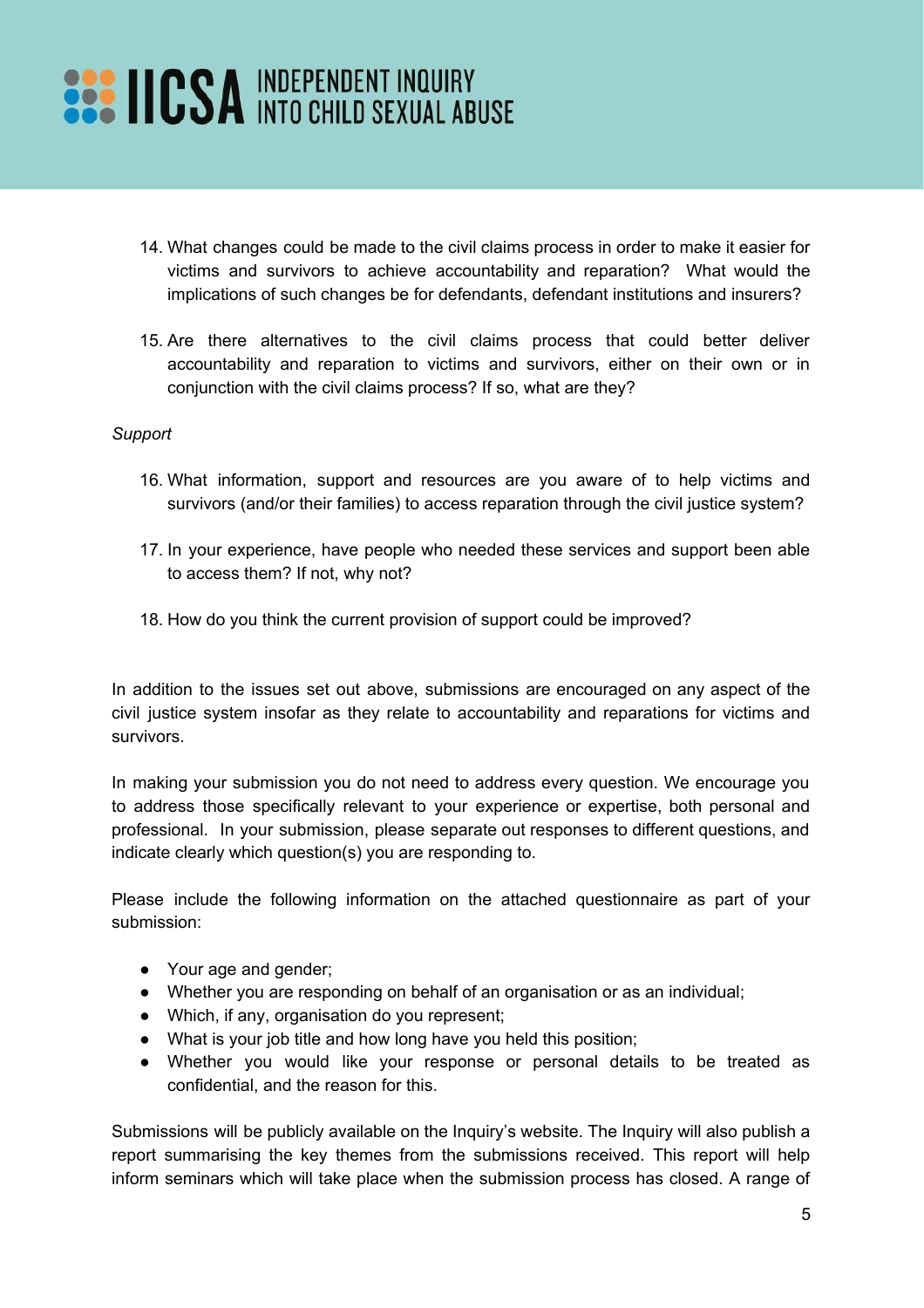14. What changes could be made to the civil claims process in order to make it easier for victims and survivors to achieve accountability and reparation? What would the implications of such changes be for defendants, defendant institutions and insurers?

15. Are there alternatives to the civil claims process that could better deliver accountability and reparation to victims and survivors, either on their own or in conjunction with the civil claims process? If so, what are they?

*Support*

16. What information, support and resources are you aware of to help victims and survivors (and/or their families) to access reparation through the civil justice system?

17. In your experience, have people who needed these services and support been able to access them? If not, why not?

18. How do you think the current provision of support could be improved?

In addition to the issues set out above, submissions are encouraged on any aspect of the civil justice system insofar as they relate to accountability and reparations for victims and survivors.

In making your submission you do not need to address every question. We encourage you to address those specifically relevant to your experience or expertise, both personal and professional. In your submission, please separate out responses to different questions, and indicate clearly which question(s) you are responding to.

Please include the following information on the attached questionnaire as part of your submission:

- Your age and gender;
- Whether you are responding on behalf of an organisation or as an individual;
- Which, if any, organisation do you represent;
- What is your job title and how long have you held this position;
- Whether you would like your response or personal details to be treated as confidential, and the reason for this.

Submissions will be publicly available on the Inquiry's website. The Inquiry will also publish a report summarising the key themes from the submissions received. This report will help inform seminars which will take place when the submission process has closed. A range of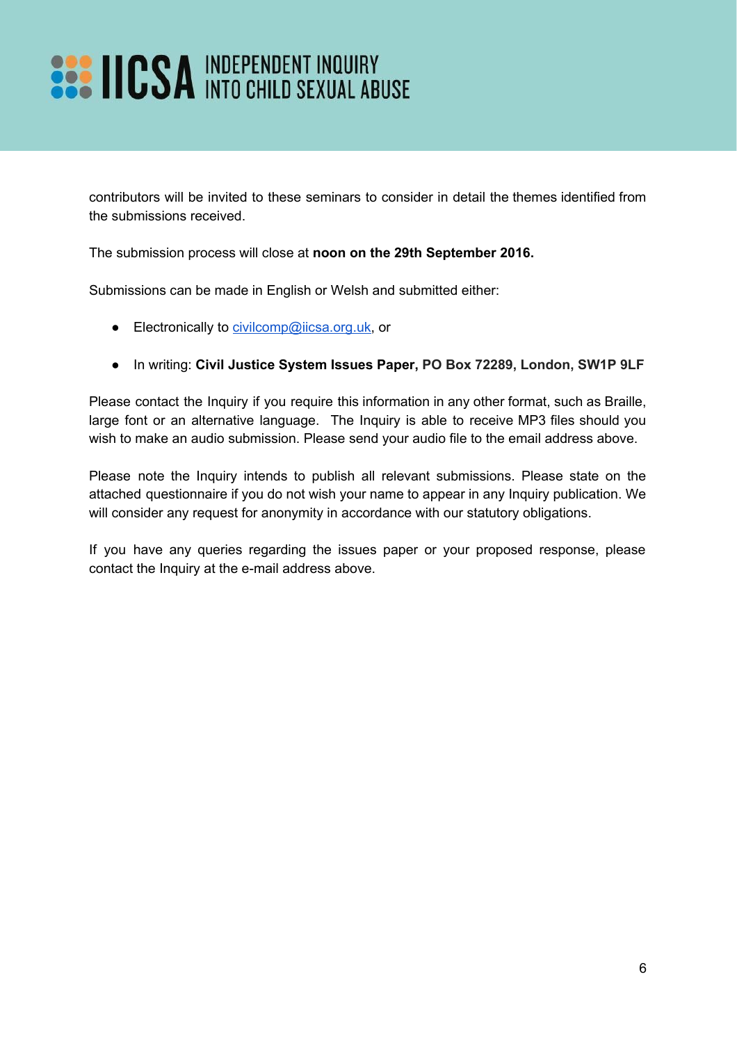contributors will be invited to these seminars to consider in detail the themes identified from the submissions received.

The submission process will close at **noon on the 29th September 2016.**

Submissions can be made in English or Welsh and submitted either:

- Electronically to civilcomp@iicsa.org.uk, or
- In writing: **Civil Justice System Issues Paper, PO Box 72289, London, SW1P 9LF**

Please contact the Inquiry if you require this information in any other format, such as Braille, large font or an alternative language. The Inquiry is able to receive MP3 files should you wish to make an audio submission. Please send your audio file to the email address above.

Please note the Inquiry intends to publish all relevant submissions. Please state on the attached questionnaire if you do not wish your name to appear in any Inquiry publication. We will consider any request for anonymity in accordance with our statutory obligations.

If you have any queries regarding the issues paper or your proposed response, please contact the Inquiry at the e-mail address above.